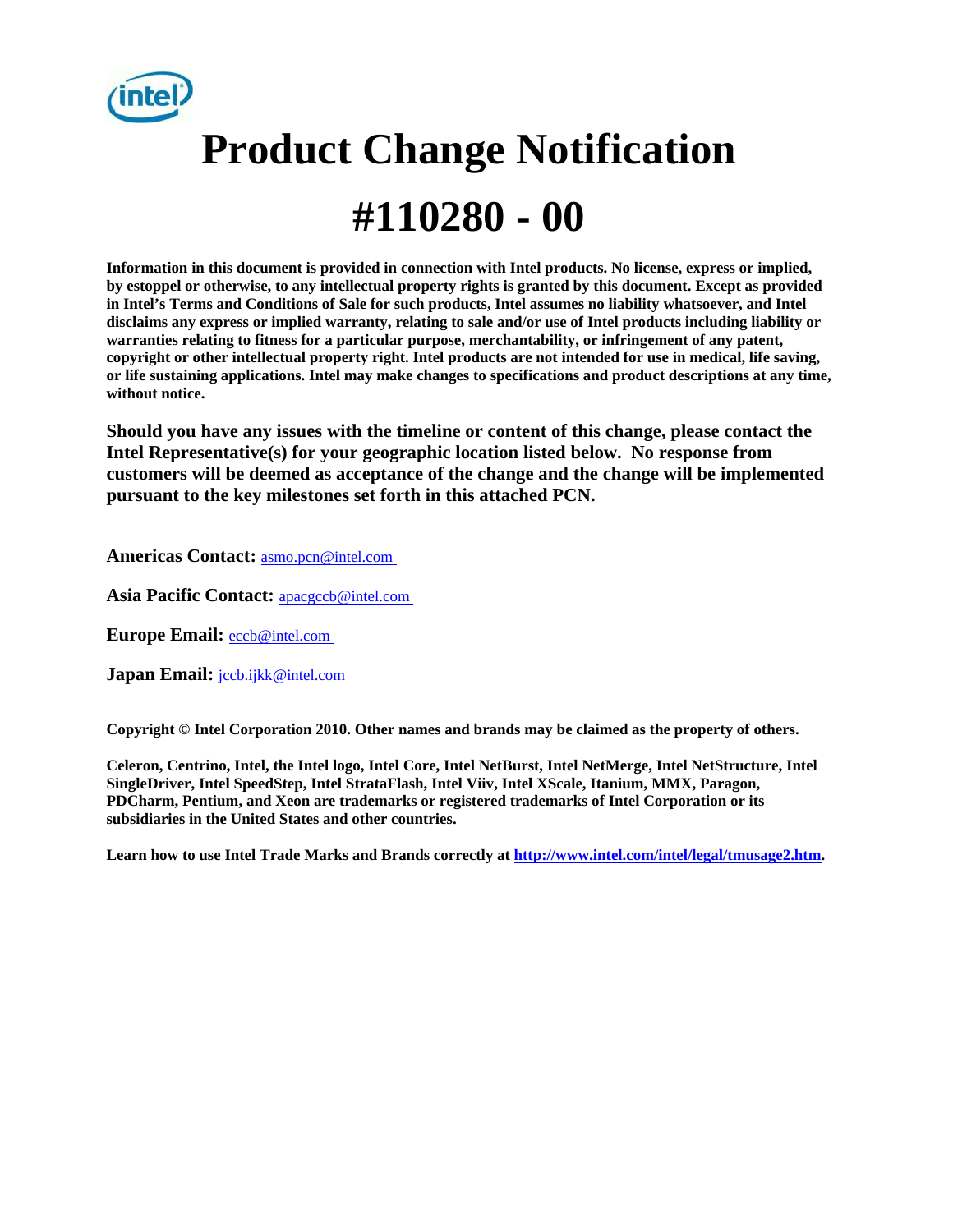# Product Change Notification

# #110280 - 00

**Information in this document is provided in connection with Intel products. No license, express or implied, by estoppel or otherwise, to any intellectual property rights is granted by this document. Except as provided in Intel's Terms and Conditions of Sale for such products, Intel assumes no liability whatsoever, and Intel disclaims any express or implied warranty, relating to sale and/or use of Intel products including liability or warranties relating to fitness for a particular purpose, merchantability, or infringement of any patent, copyright or other intellectual property right. Intel products are not intended for use in medical, life saving, or life sustaining applications. Intel may make changes to specifications and product descriptions at any time, without notice.**

**Should you have any issues with the timeline or content of this change, please contact the Intel Representative(s) for your geographic location listed below. No response from customers will be deemed as acceptance of the change and the change will be implemented pursuant to the key milestones set forth in this attached PCN.**

**Americas Contact:** asmo.pcn@intel.com

**Asia Pacific Contact:** apacgccb@intel.com

**Europe Email:** eccb@intel.com

**Japan Email:** jccb.ijkk@intel.com

**Copyright © Intel Corporation 2010. Other names and brands may be claimed as the property of others.**

**Celeron, Centrino, Intel, the Intel logo, Intel Core, Intel NetBurst, Intel NetMerge, Intel NetStructure, Intel SingleDriver, Intel SpeedStep, Intel StrataFlash, Intel Viiv, Intel XScale, Itanium, MMX, Paragon, PDCharm, Pentium, and Xeon are trademarks or registered trademarks of Intel Corporation or its subsidiaries in the United States and other countries.**

**Learn how to use Intel Trade Marks and Brands correctly at http://www.intel.com/intel/legal/tmusage2.htm.**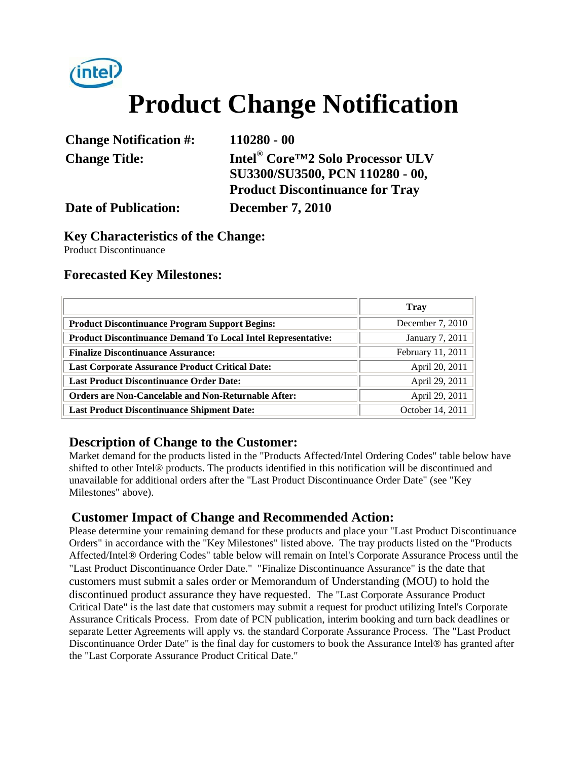# Product Change Notification

**Change Notification #:** 110280 - 00

**Change Title:** Intel® Core™2 Solo Processor ULV SU3300/SU3500, PCN 110280 - 00, Product Discontinuance for Tray

**Date of Publication:** December 7, 2010

## Key Characteristics of the Change:

Product Discontinuance

## Forecasted Key Milestones:

| | Tray |
|---|---|
| **Product Discontinuance Program Support Begins:** | December 7, 2010 |
| **Product Discontinuance Demand To Local Intel Representative:** | January 7, 2011 |
| **Finalize Discontinuance Assurance:** | February 11, 2011 |
| **Last Corporate Assurance Product Critical Date:** | April 20, 2011 |
| **Last Product Discontinuance Order Date:** | April 29, 2011 |
| **Orders are Non-Cancelable and Non-Returnable After:** | April 29, 2011 |
| **Last Product Discontinuance Shipment Date:** | October 14, 2011 |

## Description of Change to the Customer:

Market demand for the products listed in the "Products Affected/Intel Ordering Codes" table below have shifted to other Intel® products. The products identified in this notification will be discontinued and unavailable for additional orders after the "Last Product Discontinuance Order Date" (see "Key Milestones" above).

## Customer Impact of Change and Recommended Action:

Please determine your remaining demand for these products and place your "Last Product Discontinuance Orders" in accordance with the "Key Milestones" listed above. The tray products listed on the "Products Affected/Intel® Ordering Codes" table below will remain on Intel's Corporate Assurance Process until the "Last Product Discontinuance Order Date." "Finalize Discontinuance Assurance" is the date that customers must submit a sales order or Memorandum of Understanding (MOU) to hold the discontinued product assurance they have requested. The "Last Corporate Assurance Product Critical Date" is the last date that customers may submit a request for product utilizing Intel's Corporate Assurance Criticals Process. From date of PCN publication, interim booking and turn back deadlines or separate Letter Agreements will apply vs. the standard Corporate Assurance Process. The "Last Product Discontinuance Order Date" is the final day for customers to book the Assurance Intel® has granted after the "Last Corporate Assurance Product Critical Date."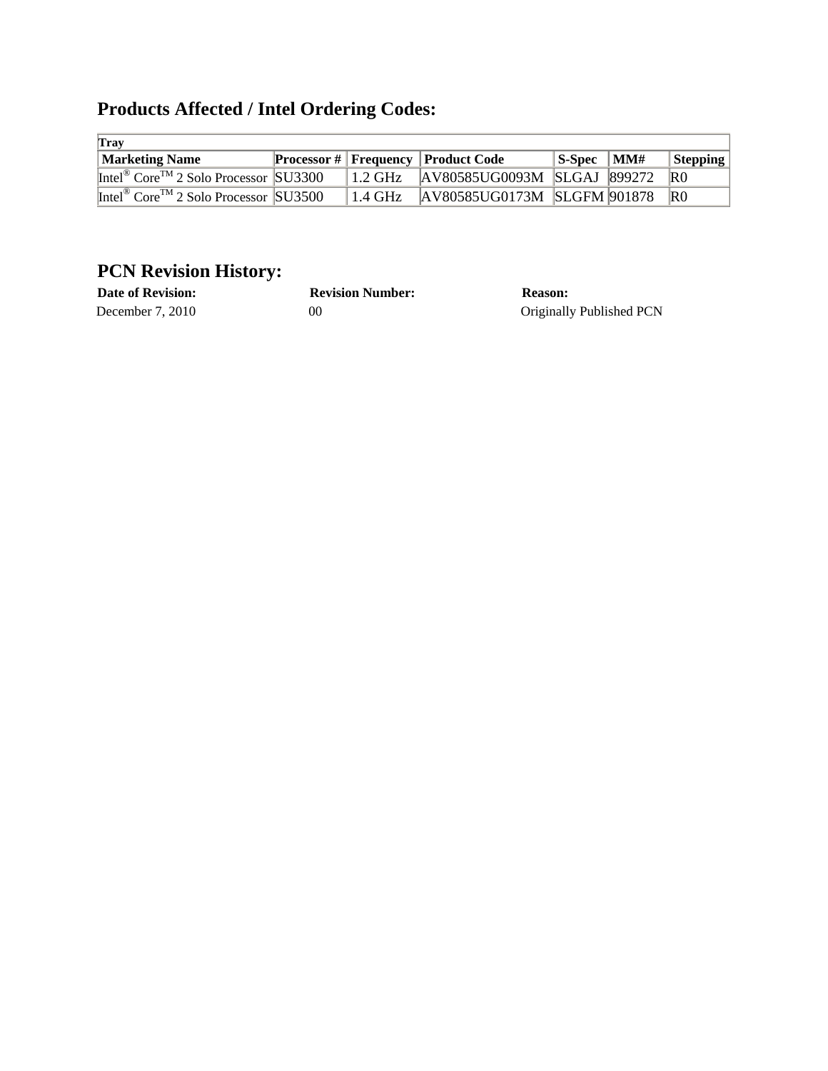## Products Affected / Intel Ordering Codes:

| Tray | | | | | | |
|---|---|---|---|---|---|---|
| **Marketing Name** | **Processor #** | **Frequency** | **Product Code** | **S-Spec** | **MM#** | **Stepping** |
| Intel® Core™ 2 Solo Processor | SU3300 | 1.2 GHz | AV80585UG0093M | SLGAJ | 899272 | R0 |
| Intel® Core™ 2 Solo Processor | SU3500 | 1.4 GHz | AV80585UG0173M | SLGFM | 901878 | R0 |

## PCN Revision History:

| **Date of Revision:** | **Revision Number:** | **Reason:** |
|---|---|---|
| December 7, 2010 | 00 | Originally Published PCN |